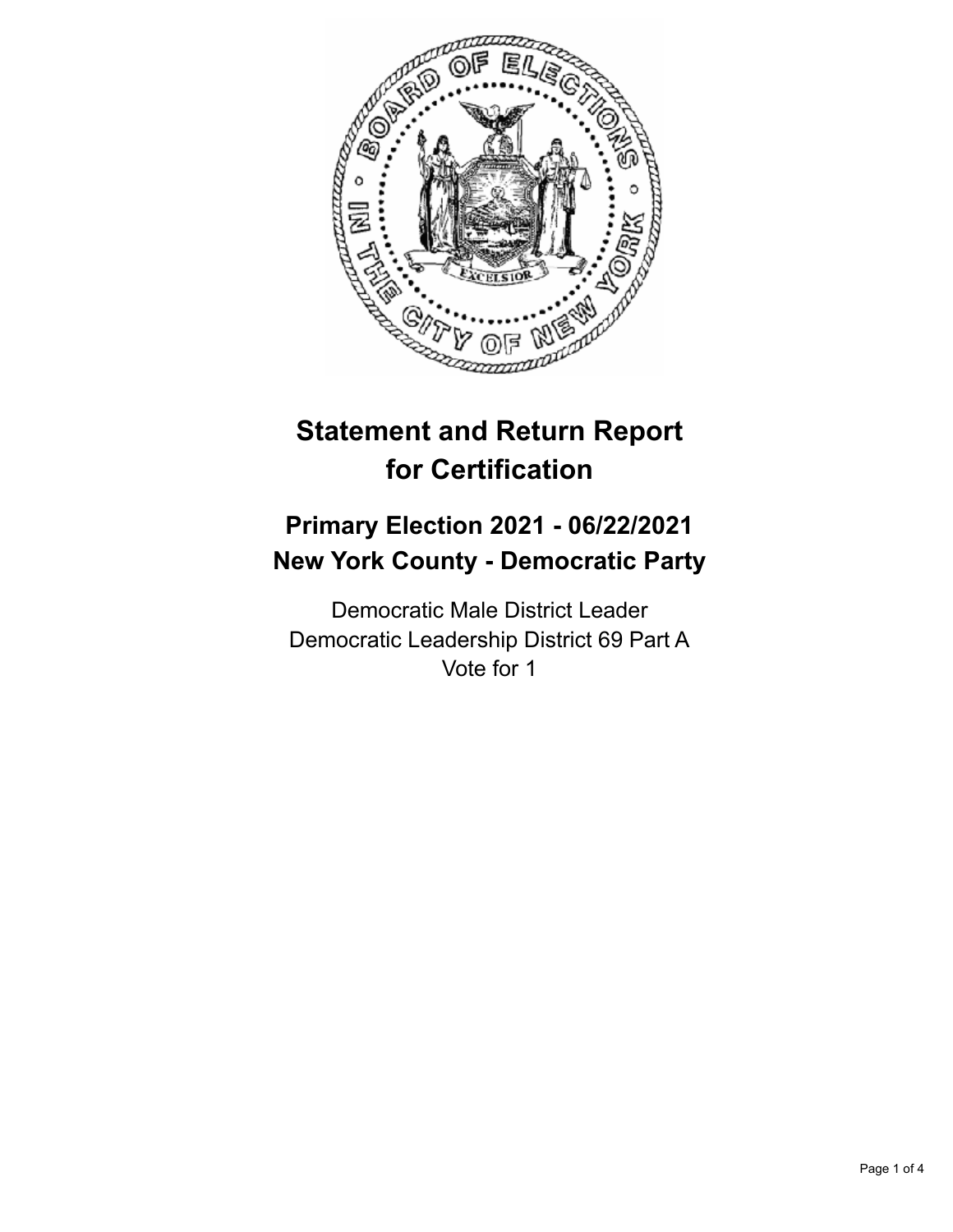# Statement and Return Report for Certification

## Primary Election 2021 - 06/22/2021
## New York County - Democratic Party

Democratic Male District Leader
Democratic Leadership District 69 Part A
Vote for 1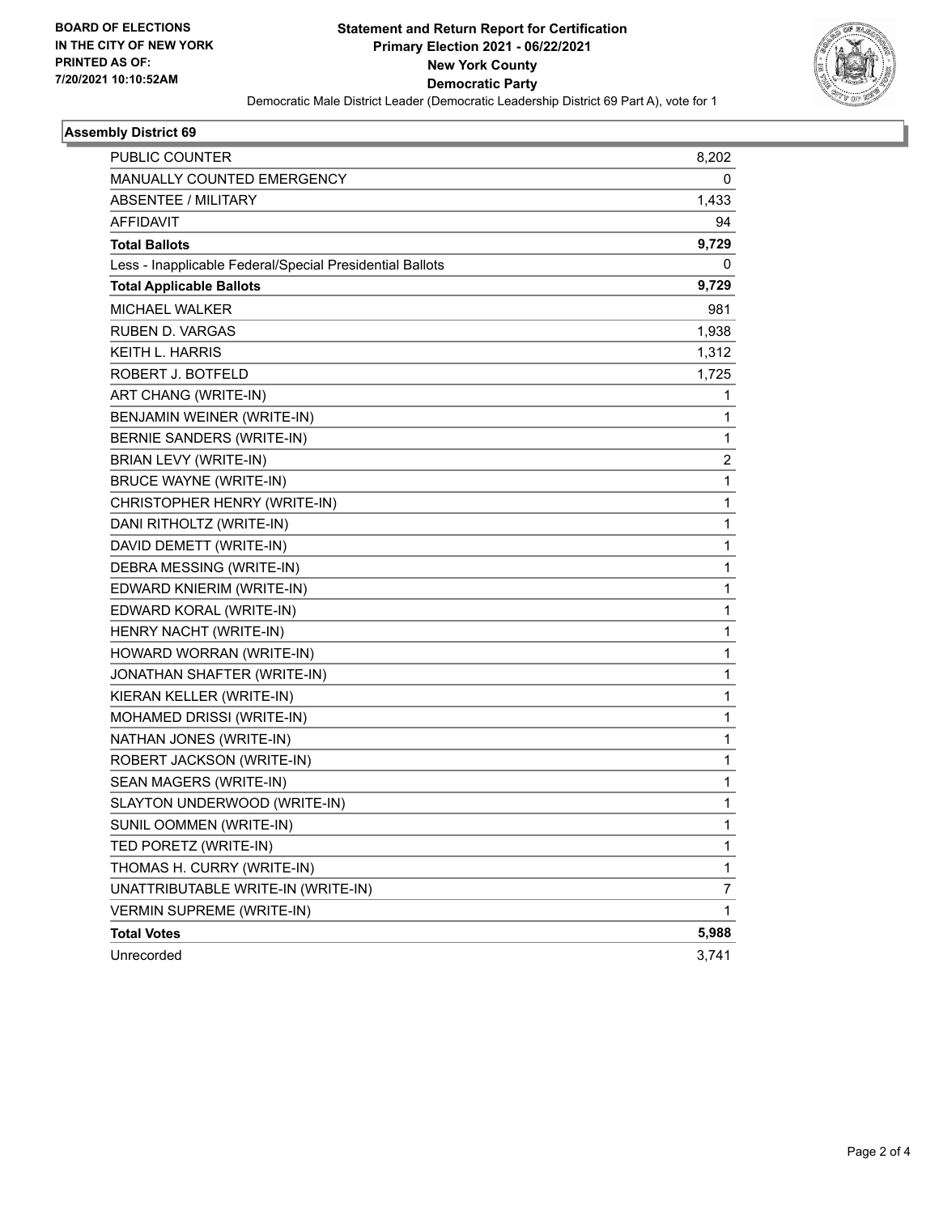BOARD OF ELECTIONS
IN THE CITY OF NEW YORK
PRINTED AS OF:
7/20/2021 10:10:52AM

# Statement and Return Report for Certification
## Primary Election 2021 - 06/22/2021
## New York County
## Democratic Party

Democratic Male District Leader (Democratic Leadership District 69 Part A), vote for 1

### Assembly District 69

| | |
|---|---|
| PUBLIC COUNTER | 8,202 |
| MANUALLY COUNTED EMERGENCY | 0 |
| ABSENTEE / MILITARY | 1,433 |
| AFFIDAVIT | 94 |
| **Total Ballots** | **9,729** |
| Less - Inapplicable Federal/Special Presidential Ballots | 0 |
| **Total Applicable Ballots** | **9,729** |
| MICHAEL WALKER | 981 |
| RUBEN D. VARGAS | 1,938 |
| KEITH L. HARRIS | 1,312 |
| ROBERT J. BOTFELD | 1,725 |
| ART CHANG (WRITE-IN) | 1 |
| BENJAMIN WEINER (WRITE-IN) | 1 |
| BERNIE SANDERS (WRITE-IN) | 1 |
| BRIAN LEVY (WRITE-IN) | 2 |
| BRUCE WAYNE (WRITE-IN) | 1 |
| CHRISTOPHER HENRY (WRITE-IN) | 1 |
| DANI RITHOLTZ (WRITE-IN) | 1 |
| DAVID DEMETT (WRITE-IN) | 1 |
| DEBRA MESSING (WRITE-IN) | 1 |
| EDWARD KNIERIM (WRITE-IN) | 1 |
| EDWARD KORAL (WRITE-IN) | 1 |
| HENRY NACHT (WRITE-IN) | 1 |
| HOWARD WORRAN (WRITE-IN) | 1 |
| JONATHAN SHAFTER (WRITE-IN) | 1 |
| KIERAN KELLER (WRITE-IN) | 1 |
| MOHAMED DRISSI (WRITE-IN) | 1 |
| NATHAN JONES (WRITE-IN) | 1 |
| ROBERT JACKSON (WRITE-IN) | 1 |
| SEAN MAGERS (WRITE-IN) | 1 |
| SLAYTON UNDERWOOD (WRITE-IN) | 1 |
| SUNIL OOMMEN (WRITE-IN) | 1 |
| TED PORETZ (WRITE-IN) | 1 |
| THOMAS H. CURRY (WRITE-IN) | 1 |
| UNATTRIBUTABLE WRITE-IN (WRITE-IN) | 7 |
| VERMIN SUPREME (WRITE-IN) | 1 |
| **Total Votes** | **5,988** |
| Unrecorded | 3,741 |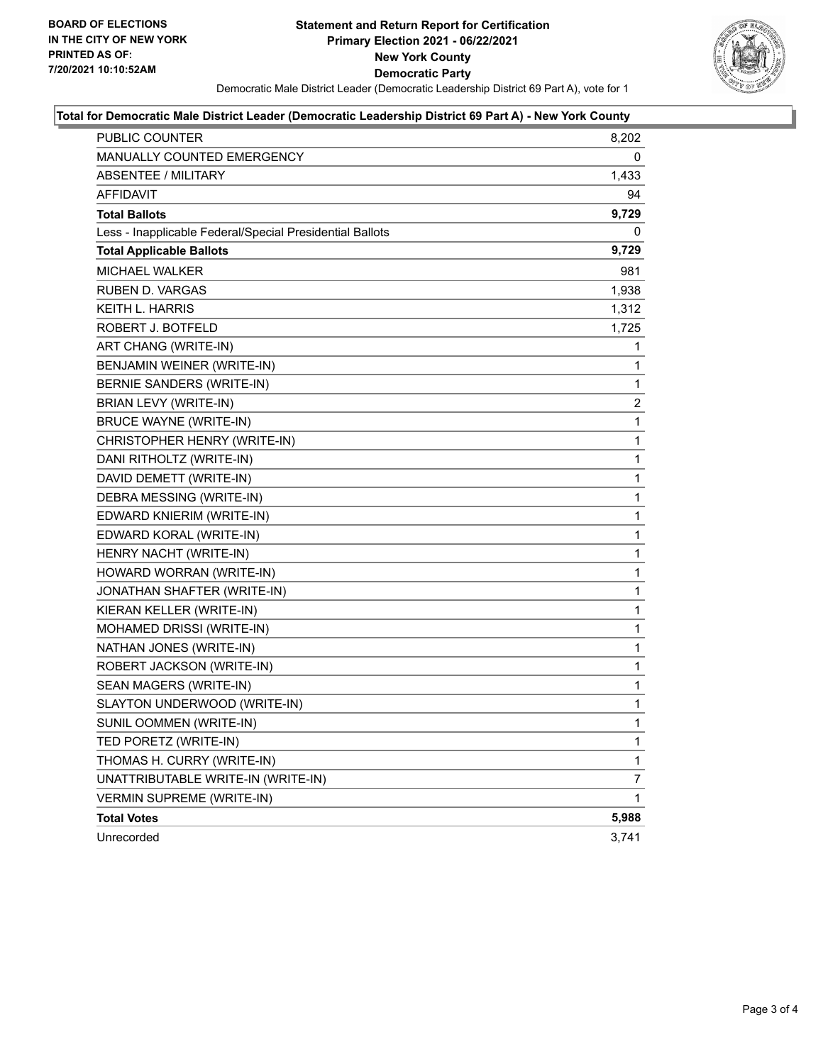**BOARD OF ELECTIONS**
**IN THE CITY OF NEW YORK**
**PRINTED AS OF:**
**7/20/2021 10:10:52AM**

# Statement and Return Report for Certification
## Primary Election 2021 - 06/22/2021
## New York County
## Democratic Party

Democratic Male District Leader (Democratic Leadership District 69 Part A), vote for 1

### Total for Democratic Male District Leader (Democratic Leadership District 69 Part A) - New York County

| | |
|---|---|
| PUBLIC COUNTER | 8,202 |
| MANUALLY COUNTED EMERGENCY | 0 |
| ABSENTEE / MILITARY | 1,433 |
| AFFIDAVIT | 94 |
| **Total Ballots** | **9,729** |
| Less - Inapplicable Federal/Special Presidential Ballots | 0 |
| **Total Applicable Ballots** | **9,729** |
| MICHAEL WALKER | 981 |
| RUBEN D. VARGAS | 1,938 |
| KEITH L. HARRIS | 1,312 |
| ROBERT J. BOTFELD | 1,725 |
| ART CHANG (WRITE-IN) | 1 |
| BENJAMIN WEINER (WRITE-IN) | 1 |
| BERNIE SANDERS (WRITE-IN) | 1 |
| BRIAN LEVY (WRITE-IN) | 2 |
| BRUCE WAYNE (WRITE-IN) | 1 |
| CHRISTOPHER HENRY (WRITE-IN) | 1 |
| DANI RITHOLTZ (WRITE-IN) | 1 |
| DAVID DEMETT (WRITE-IN) | 1 |
| DEBRA MESSING (WRITE-IN) | 1 |
| EDWARD KNIERIM (WRITE-IN) | 1 |
| EDWARD KORAL (WRITE-IN) | 1 |
| HENRY NACHT (WRITE-IN) | 1 |
| HOWARD WORRAN (WRITE-IN) | 1 |
| JONATHAN SHAFTER (WRITE-IN) | 1 |
| KIERAN KELLER (WRITE-IN) | 1 |
| MOHAMED DRISSI (WRITE-IN) | 1 |
| NATHAN JONES (WRITE-IN) | 1 |
| ROBERT JACKSON (WRITE-IN) | 1 |
| SEAN MAGERS (WRITE-IN) | 1 |
| SLAYTON UNDERWOOD (WRITE-IN) | 1 |
| SUNIL OOMMEN (WRITE-IN) | 1 |
| TED PORETZ (WRITE-IN) | 1 |
| THOMAS H. CURRY (WRITE-IN) | 1 |
| UNATTRIBUTABLE WRITE-IN (WRITE-IN) | 7 |
| VERMIN SUPREME (WRITE-IN) | 1 |
| **Total Votes** | **5,988** |
| Unrecorded | 3,741 |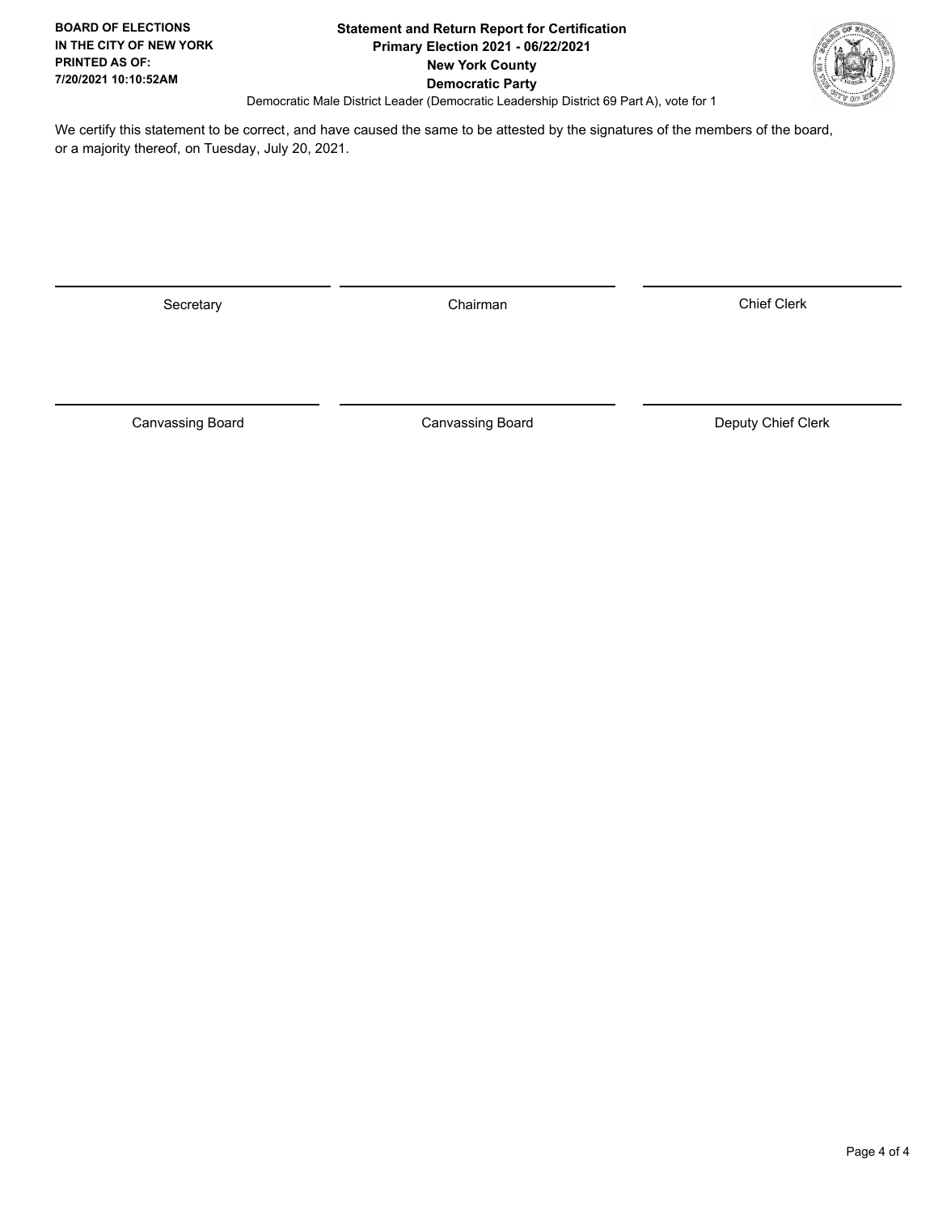**BOARD OF ELECTIONS IN THE CITY OF NEW YORK**
**PRINTED AS OF: 7/20/2021 10:10:52AM**

**Statement and Return Report for Certification**
**Primary Election 2021 - 06/22/2021**
**New York County**
**Democratic Party**

Democratic Male District Leader (Democratic Leadership District 69 Part A), vote for 1

We certify this statement to be correct, and have caused the same to be attested by the signatures of the members of the board, or a majority thereof, on Tuesday, July 20, 2021.

| | | |
|---|---|---|
| Secretary | Chairman | Chief Clerk |
| Canvassing Board | Canvassing Board | Deputy Chief Clerk |